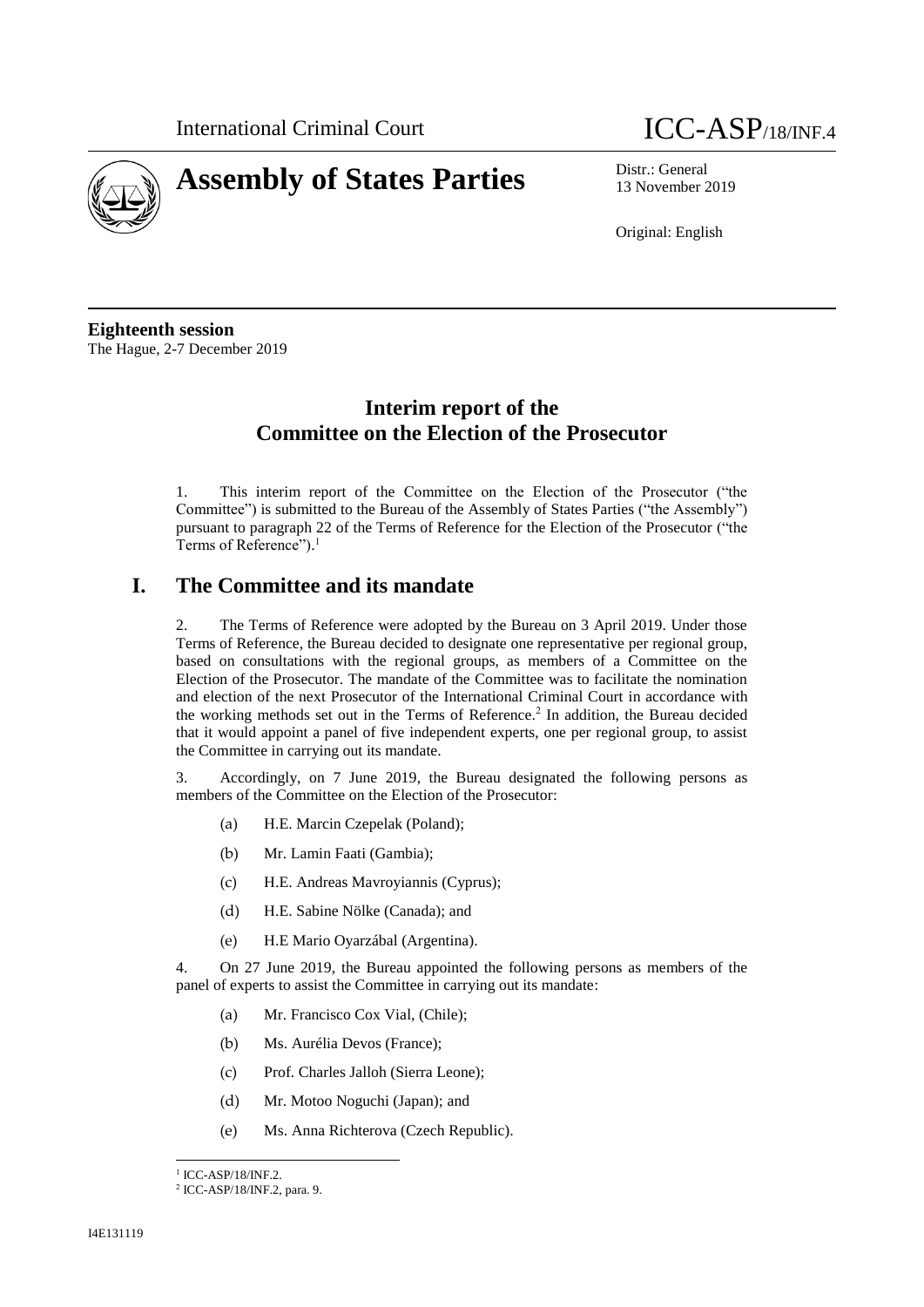International Criminal Court

# ICC-ASP/18/INF.4

# Assembly of States Parties

Distr.: General
13 November 2019

Original: English

**Eighteenth session**
The Hague, 2-7 December 2019

## Interim report of the Committee on the Election of the Prosecutor

1. This interim report of the Committee on the Election of the Prosecutor ("the Committee") is submitted to the Bureau of the Assembly of States Parties ("the Assembly") pursuant to paragraph 22 of the Terms of Reference for the Election of the Prosecutor ("the Terms of Reference").[1]

## I. The Committee and its mandate

2. The Terms of Reference were adopted by the Bureau on 3 April 2019. Under those Terms of Reference, the Bureau decided to designate one representative per regional group, based on consultations with the regional groups, as members of a Committee on the Election of the Prosecutor. The mandate of the Committee was to facilitate the nomination and election of the next Prosecutor of the International Criminal Court in accordance with the working methods set out in the Terms of Reference.[2] In addition, the Bureau decided that it would appoint a panel of five independent experts, one per regional group, to assist the Committee in carrying out its mandate.

3. Accordingly, on 7 June 2019, the Bureau designated the following persons as members of the Committee on the Election of the Prosecutor:

(a) H.E. Marcin Czepelak (Poland);

(b) Mr. Lamin Faati (Gambia);

(c) H.E. Andreas Mavroyiannis (Cyprus);

(d) H.E. Sabine Nölke (Canada); and

(e) H.E Mario Oyarzábal (Argentina).

4. On 27 June 2019, the Bureau appointed the following persons as members of the panel of experts to assist the Committee in carrying out its mandate:

(a) Mr. Francisco Cox Vial, (Chile);

(b) Ms. Aurélia Devos (France);

(c) Prof. Charles Jalloh (Sierra Leone);

(d) Mr. Motoo Noguchi (Japan); and

(e) Ms. Anna Richterova (Czech Republic).

---

[1] ICC-ASP/18/INF.2.

[2] ICC-ASP/18/INF.2, para. 9.

I4E131119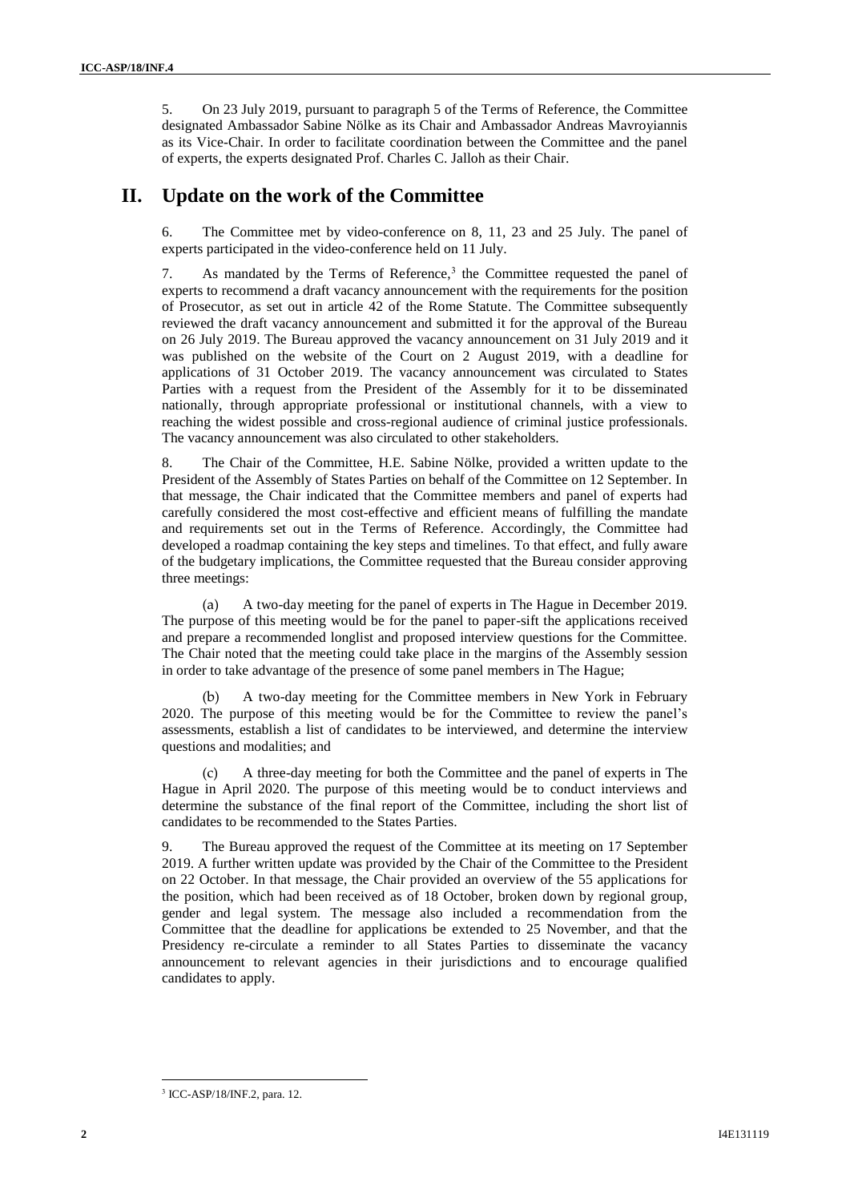5. On 23 July 2019, pursuant to paragraph 5 of the Terms of Reference, the Committee designated Ambassador Sabine Nölke as its Chair and Ambassador Andreas Mavroyiannis as its Vice-Chair. In order to facilitate coordination between the Committee and the panel of experts, the experts designated Prof. Charles C. Jalloh as their Chair.

## II. Update on the work of the Committee

6. The Committee met by video-conference on 8, 11, 23 and 25 July. The panel of experts participated in the video-conference held on 11 July.

7. As mandated by the Terms of Reference,[3] the Committee requested the panel of experts to recommend a draft vacancy announcement with the requirements for the position of Prosecutor, as set out in article 42 of the Rome Statute. The Committee subsequently reviewed the draft vacancy announcement and submitted it for the approval of the Bureau on 26 July 2019. The Bureau approved the vacancy announcement on 31 July 2019 and it was published on the website of the Court on 2 August 2019, with a deadline for applications of 31 October 2019. The vacancy announcement was circulated to States Parties with a request from the President of the Assembly for it to be disseminated nationally, through appropriate professional or institutional channels, with a view to reaching the widest possible and cross-regional audience of criminal justice professionals. The vacancy announcement was also circulated to other stakeholders.

8. The Chair of the Committee, H.E. Sabine Nölke, provided a written update to the President of the Assembly of States Parties on behalf of the Committee on 12 September. In that message, the Chair indicated that the Committee members and panel of experts had carefully considered the most cost-effective and efficient means of fulfilling the mandate and requirements set out in the Terms of Reference. Accordingly, the Committee had developed a roadmap containing the key steps and timelines. To that effect, and fully aware of the budgetary implications, the Committee requested that the Bureau consider approving three meetings:

(a) A two-day meeting for the panel of experts in The Hague in December 2019. The purpose of this meeting would be for the panel to paper-sift the applications received and prepare a recommended longlist and proposed interview questions for the Committee. The Chair noted that the meeting could take place in the margins of the Assembly session in order to take advantage of the presence of some panel members in The Hague;

(b) A two-day meeting for the Committee members in New York in February 2020. The purpose of this meeting would be for the Committee to review the panel's assessments, establish a list of candidates to be interviewed, and determine the interview questions and modalities; and

(c) A three-day meeting for both the Committee and the panel of experts in The Hague in April 2020. The purpose of this meeting would be to conduct interviews and determine the substance of the final report of the Committee, including the short list of candidates to be recommended to the States Parties.

9. The Bureau approved the request of the Committee at its meeting on 17 September 2019. A further written update was provided by the Chair of the Committee to the President on 22 October. In that message, the Chair provided an overview of the 55 applications for the position, which had been received as of 18 October, broken down by regional group, gender and legal system. The message also included a recommendation from the Committee that the deadline for applications be extended to 25 November, and that the Presidency re-circulate a reminder to all States Parties to disseminate the vacancy announcement to relevant agencies in their jurisdictions and to encourage qualified candidates to apply.

[3] ICC-ASP/18/INF.2, para. 12.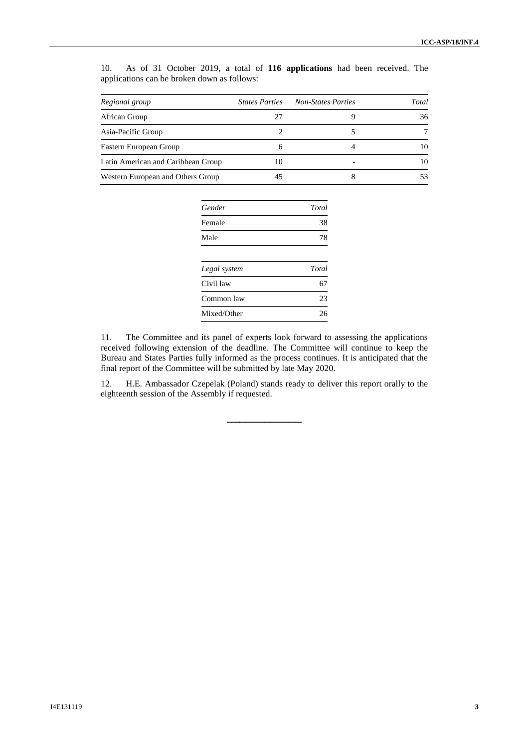10. As of 31 October 2019, a total of **116 applications** had been received. The applications can be broken down as follows:

| *Regional group* | *States Parties* | *Non-States Parties* | *Total* |
|---|---|---|---|
| African Group | 27 | 9 | 36 |
| Asia-Pacific Group | 2 | 5 | 7 |
| Eastern European Group | 6 | 4 | 10 |
| Latin American and Caribbean Group | 10 | - | 10 |
| Western European and Others Group | 45 | 8 | 53 |

| *Gender* | *Total* |
|---|---|
| Female | 38 |
| Male | 78 |

| *Legal system* | *Total* |
|---|---|
| Civil law | 67 |
| Common law | 23 |
| Mixed/Other | 26 |

11. The Committee and its panel of experts look forward to assessing the applications received following extension of the deadline. The Committee will continue to keep the Bureau and States Parties fully informed as the process continues. It is anticipated that the final report of the Committee will be submitted by late May 2020.

12. H.E. Ambassador Czepelak (Poland) stands ready to deliver this report orally to the eighteenth session of the Assembly if requested.